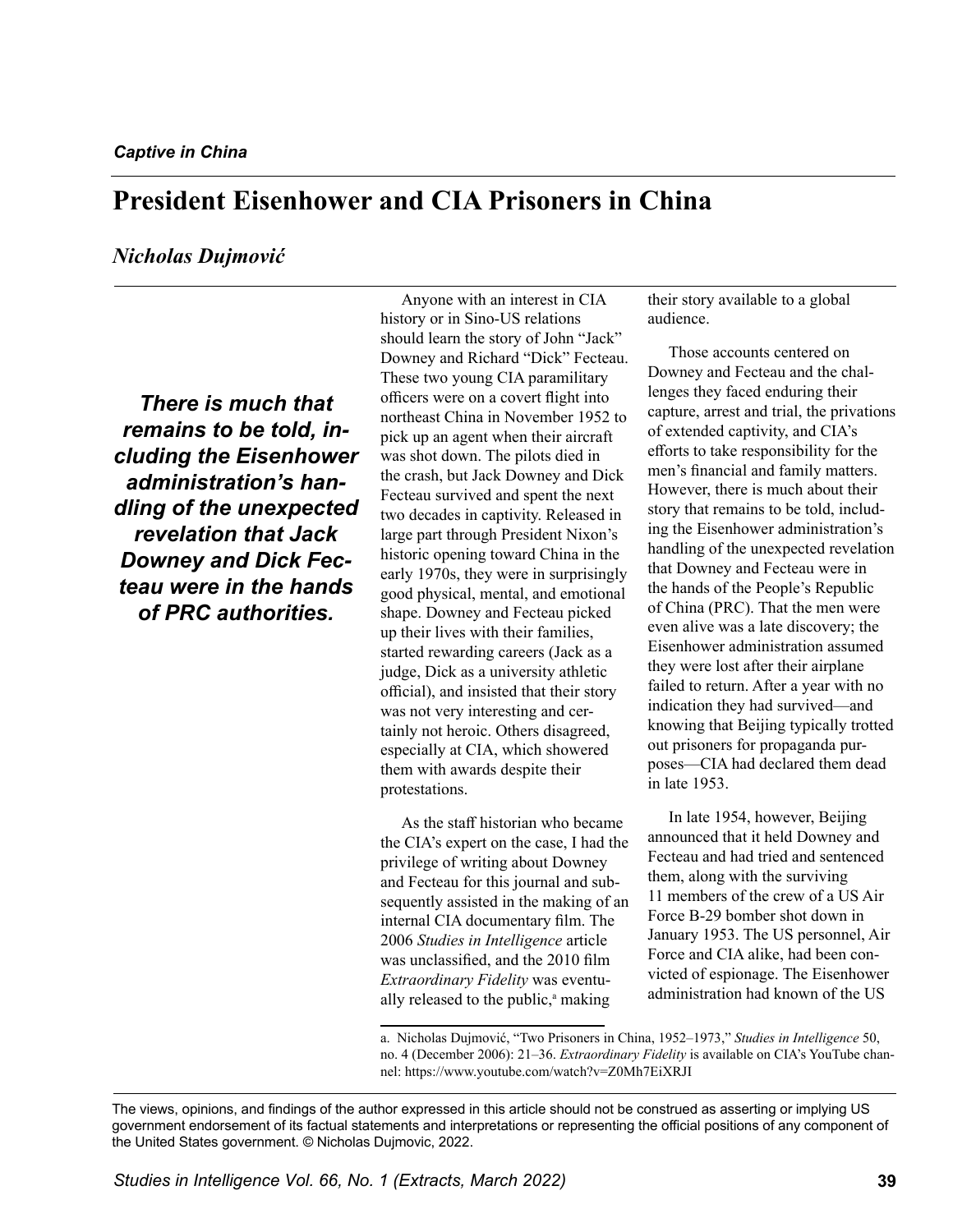*Captive in China*

# President Eisenhower and CIA Prisoners in China

*Nicholas Dujmović*

***There is much that remains to be told, including the Eisenhower administration's handling of the unexpected revelation that Jack Downey and Dick Fecteau were in the hands of PRC authorities.***

Anyone with an interest in CIA history or in Sino-US relations should learn the story of John "Jack" Downey and Richard "Dick" Fecteau. These two young CIA paramilitary officers were on a covert flight into northeast China in November 1952 to pick up an agent when their aircraft was shot down. The pilots died in the crash, but Jack Downey and Dick Fecteau survived and spent the next two decades in captivity. Released in large part through President Nixon's historic opening toward China in the early 1970s, they were in surprisingly good physical, mental, and emotional shape. Downey and Fecteau picked up their lives with their families, started rewarding careers (Jack as a judge, Dick as a university athletic official), and insisted that their story was not very interesting and certainly not heroic. Others disagreed, especially at CIA, which showered them with awards despite their protestations.

As the staff historian who became the CIA's expert on the case, I had the privilege of writing about Downey and Fecteau for this journal and subsequently assisted in the making of an internal CIA documentary film. The 2006 *Studies in Intelligence* article was unclassified, and the 2010 film *Extraordinary Fidelity* was eventually released to the public,[a] making their story available to a global audience.

Those accounts centered on Downey and Fecteau and the challenges they faced enduring their capture, arrest and trial, the privations of extended captivity, and CIA's efforts to take responsibility for the men's financial and family matters. However, there is much about their story that remains to be told, including the Eisenhower administration's handling of the unexpected revelation that Downey and Fecteau were in the hands of the People's Republic of China (PRC). That the men were even alive was a late discovery; the Eisenhower administration assumed they were lost after their airplane failed to return. After a year with no indication they had survived—and knowing that Beijing typically trotted out prisoners for propaganda purposes—CIA had declared them dead in late 1953.

In late 1954, however, Beijing announced that it held Downey and Fecteau and had tried and sentenced them, along with the surviving 11 members of the crew of a US Air Force B-29 bomber shot down in January 1953. The US personnel, Air Force and CIA alike, had been convicted of espionage. The Eisenhower administration had known of the US

a. Nicholas Dujmović, "Two Prisoners in China, 1952–1973," *Studies in Intelligence* 50, no. 4 (December 2006): 21–36. *Extraordinary Fidelity* is available on CIA's YouTube channel: https://www.youtube.com/watch?v=Z0Mh7EiXRJI

The views, opinions, and findings of the author expressed in this article should not be construed as asserting or implying US government endorsement of its factual statements and interpretations or representing the official positions of any component of the United States government. © Nicholas Dujmovic, 2022.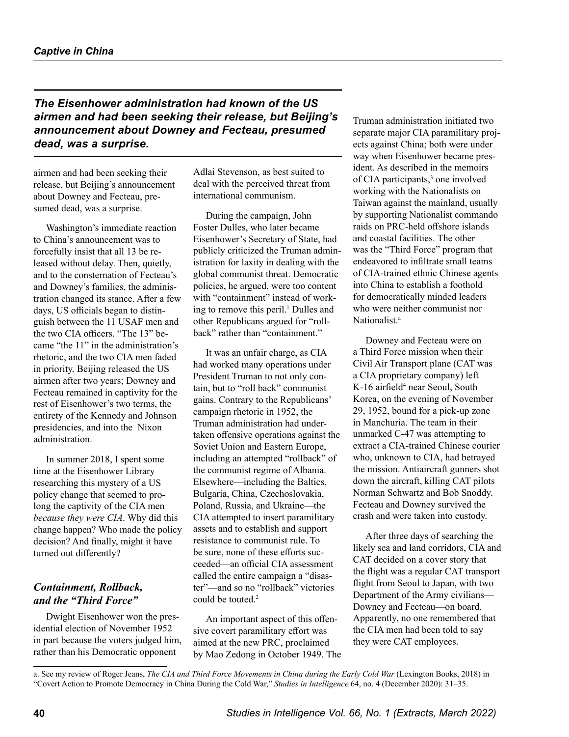*The Eisenhower administration had known of the US airmen and had been seeking their release, but Beijing's announcement about Downey and Fecteau, presumed dead, was a surprise.*

airmen and had been seeking their release, but Beijing's announcement about Downey and Fecteau, presumed dead, was a surprise.

Washington's immediate reaction to China's announcement was to forcefully insist that all 13 be released without delay. Then, quietly, and to the consternation of Fecteau's and Downey's families, the administration changed its stance. After a few days, US officials began to distinguish between the 11 USAF men and the two CIA officers. "The 13" became "the 11" in the administration's rhetoric, and the two CIA men faded in priority. Beijing released the US airmen after two years; Downey and Fecteau remained in captivity for the rest of Eisenhower's two terms, the entirety of the Kennedy and Johnson presidencies, and into the Nixon administration.

In summer 2018, I spent some time at the Eisenhower Library researching this mystery of a US policy change that seemed to prolong the captivity of the CIA men *because they were CIA*. Why did this change happen? Who made the policy decision? And finally, might it have turned out differently?

## *Containment, Rollback, and the "Third Force"*

Dwight Eisenhower won the presidential election of November 1952 in part because the voters judged him, rather than his Democratic opponent Adlai Stevenson, as best suited to deal with the perceived threat from international communism.

During the campaign, John Foster Dulles, who later became Eisenhower's Secretary of State, had publicly criticized the Truman administration for laxity in dealing with the global communist threat. Democratic policies, he argued, were too content with "containment" instead of working to remove this peril.[1] Dulles and other Republicans argued for "rollback" rather than "containment."

It was an unfair charge, as CIA had worked many operations under President Truman to not only contain, but to "roll back" communist gains. Contrary to the Republicans' campaign rhetoric in 1952, the Truman administration had undertaken offensive operations against the Soviet Union and Eastern Europe, including an attempted "rollback" of the communist regime of Albania. Elsewhere—including the Baltics, Bulgaria, China, Czechoslovakia, Poland, Russia, and Ukraine—the CIA attempted to insert paramilitary assets and to establish and support resistance to communist rule. To be sure, none of these efforts succeeded—an official CIA assessment called the entire campaign a "disaster"—and so no "rollback" victories could be touted.[2]

An important aspect of this offensive covert paramilitary effort was aimed at the new PRC, proclaimed by Mao Zedong in October 1949. The Truman administration initiated two separate major CIA paramilitary projects against China; both were under way when Eisenhower became president. As described in the memoirs of CIA participants,[3] one involved working with the Nationalists on Taiwan against the mainland, usually by supporting Nationalist commando raids on PRC-held offshore islands and coastal facilities. The other was the "Third Force" program that endeavored to infiltrate small teams of CIA-trained ethnic Chinese agents into China to establish a foothold for democratically minded leaders who were neither communist nor Nationalist.[a]

Downey and Fecteau were on a Third Force mission when their Civil Air Transport plane (CAT was a CIA proprietary company) left K-16 airfield[4] near Seoul, South Korea, on the evening of November 29, 1952, bound for a pick-up zone in Manchuria. The team in their unmarked C-47 was attempting to extract a CIA-trained Chinese courier who, unknown to CIA, had betrayed the mission. Antiaircraft gunners shot down the aircraft, killing CAT pilots Norman Schwartz and Bob Snoddy. Fecteau and Downey survived the crash and were taken into custody.

After three days of searching the likely sea and land corridors, CIA and CAT decided on a cover story that the flight was a regular CAT transport flight from Seoul to Japan, with two Department of the Army civilians—Downey and Fecteau—on board. Apparently, no one remembered that the CIA men had been told to say they were CAT employees.

a. See my review of Roger Jeans, *The CIA and Third Force Movements in China during the Early Cold War* (Lexington Books, 2018) in "Covert Action to Promote Democracy in China During the Cold War," *Studies in Intelligence* 64, no. 4 (December 2020): 31–35.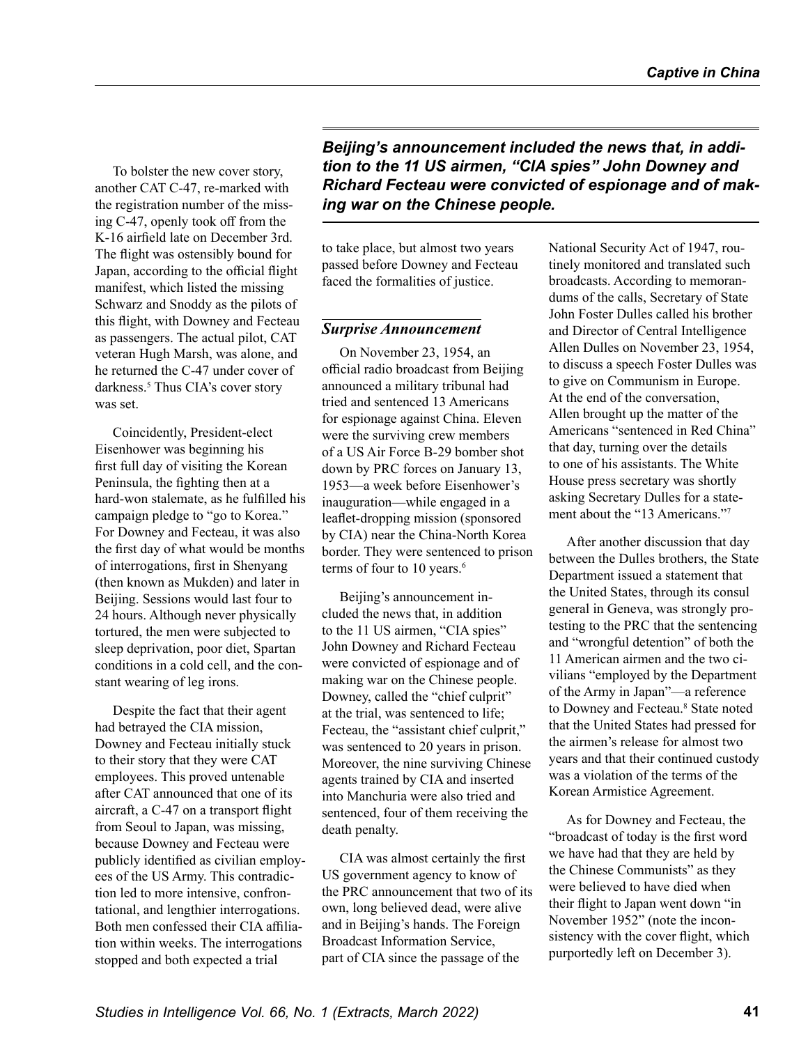To bolster the new cover story, another CAT C-47, re-marked with the registration number of the missing C-47, openly took off from the K-16 airfield late on December 3rd. The flight was ostensibly bound for Japan, according to the official flight manifest, which listed the missing Schwarz and Snoddy as the pilots of this flight, with Downey and Fecteau as passengers. The actual pilot, CAT veteran Hugh Marsh, was alone, and he returned the C-47 under cover of darkness.[5] Thus CIA's cover story was set.

Coincidently, President-elect Eisenhower was beginning his first full day of visiting the Korean Peninsula, the fighting then at a hard-won stalemate, as he fulfilled his campaign pledge to "go to Korea." For Downey and Fecteau, it was also the first day of what would be months of interrogations, first in Shenyang (then known as Mukden) and later in Beijing. Sessions would last four to 24 hours. Although never physically tortured, the men were subjected to sleep deprivation, poor diet, Spartan conditions in a cold cell, and the constant wearing of leg irons.

Despite the fact that their agent had betrayed the CIA mission, Downey and Fecteau initially stuck to their story that they were CAT employees. This proved untenable after CAT announced that one of its aircraft, a C-47 on a transport flight from Seoul to Japan, was missing, because Downey and Fecteau were publicly identified as civilian employees of the US Army. This contradiction led to more intensive, confrontational, and lengthier interrogations. Both men confessed their CIA affiliation within weeks. The interrogations stopped and both expected a trial to take place, but almost two years passed before Downey and Fecteau faced the formalities of justice.

***Beijing's announcement included the news that, in addition to the 11 US airmen, "CIA spies" John Downey and Richard Fecteau were convicted of espionage and of making war on the Chinese people.***

### *Surprise Announcement*

On November 23, 1954, an official radio broadcast from Beijing announced a military tribunal had tried and sentenced 13 Americans for espionage against China. Eleven were the surviving crew members of a US Air Force B-29 bomber shot down by PRC forces on January 13, 1953—a week before Eisenhower's inauguration—while engaged in a leaflet-dropping mission (sponsored by CIA) near the China-North Korea border. They were sentenced to prison terms of four to 10 years.[6]

Beijing's announcement included the news that, in addition to the 11 US airmen, "CIA spies" John Downey and Richard Fecteau were convicted of espionage and of making war on the Chinese people. Downey, called the "chief culprit" at the trial, was sentenced to life; Fecteau, the "assistant chief culprit," was sentenced to 20 years in prison. Moreover, the nine surviving Chinese agents trained by CIA and inserted into Manchuria were also tried and sentenced, four of them receiving the death penalty.

CIA was almost certainly the first US government agency to know of the PRC announcement that two of its own, long believed dead, were alive and in Beijing's hands. The Foreign Broadcast Information Service, part of CIA since the passage of the National Security Act of 1947, routinely monitored and translated such broadcasts. According to memorandums of the calls, Secretary of State John Foster Dulles called his brother and Director of Central Intelligence Allen Dulles on November 23, 1954, to discuss a speech Foster Dulles was to give on Communism in Europe. At the end of the conversation, Allen brought up the matter of the Americans "sentenced in Red China" that day, turning over the details to one of his assistants. The White House press secretary was shortly asking Secretary Dulles for a statement about the "13 Americans."[7]

After another discussion that day between the Dulles brothers, the State Department issued a statement that the United States, through its consul general in Geneva, was strongly protesting to the PRC that the sentencing and "wrongful detention" of both the 11 American airmen and the two civilians "employed by the Department of the Army in Japan"—a reference to Downey and Fecteau.[8] State noted that the United States had pressed for the airmen's release for almost two years and that their continued custody was a violation of the terms of the Korean Armistice Agreement.

As for Downey and Fecteau, the "broadcast of today is the first word we have had that they are held by the Chinese Communists" as they were believed to have died when their flight to Japan went down "in November 1952" (note the inconsistency with the cover flight, which purportedly left on December 3).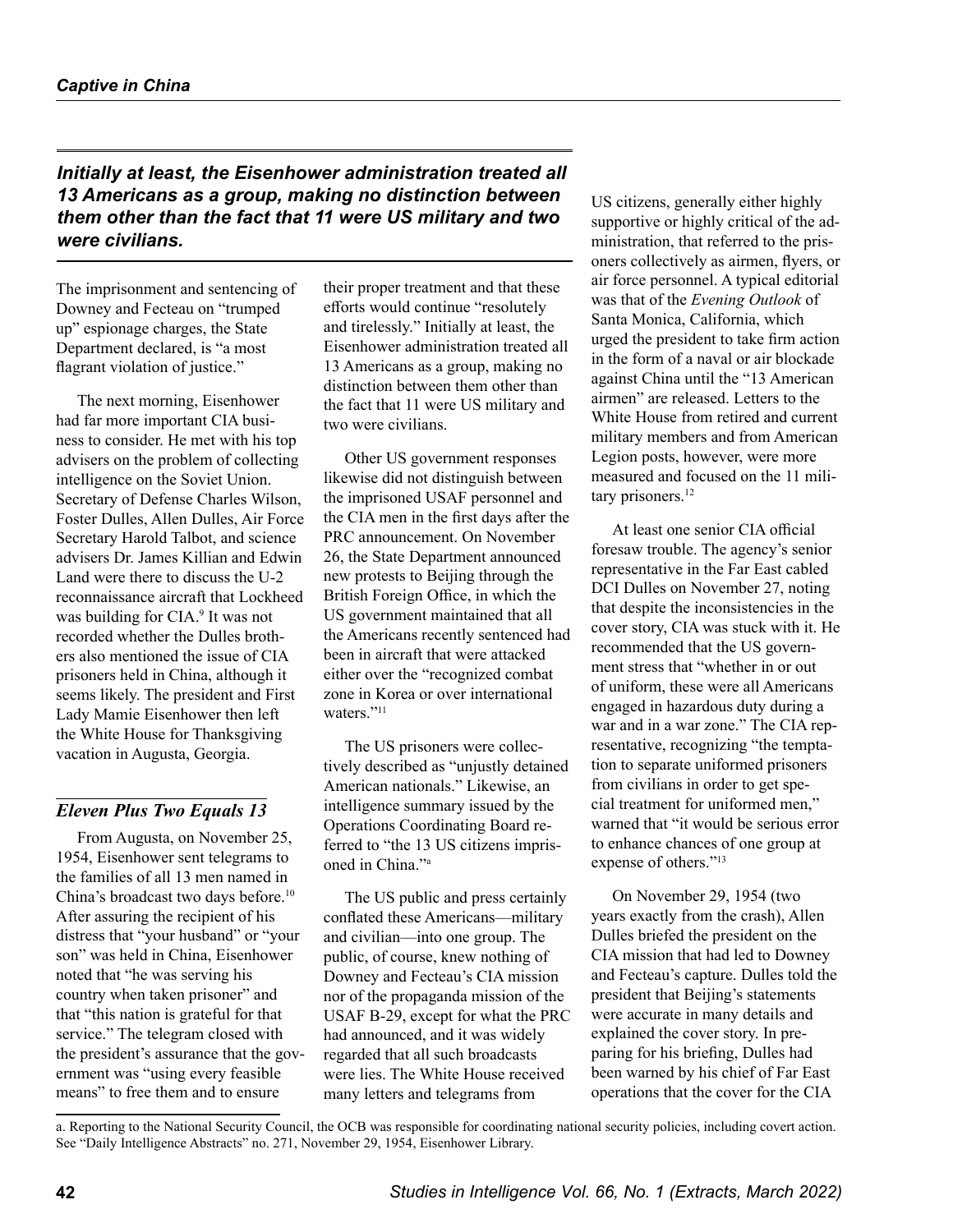*Initially at least, the Eisenhower administration treated all 13 Americans as a group, making no distinction between them other than the fact that 11 were US military and two were civilians.*

The imprisonment and sentencing of Downey and Fecteau on "trumped up" espionage charges, the State Department declared, is "a most flagrant violation of justice."

The next morning, Eisenhower had far more important CIA business to consider. He met with his top advisers on the problem of collecting intelligence on the Soviet Union. Secretary of Defense Charles Wilson, Foster Dulles, Allen Dulles, Air Force Secretary Harold Talbot, and science advisers Dr. James Killian and Edwin Land were there to discuss the U-2 reconnaissance aircraft that Lockheed was building for CIA.[9] It was not recorded whether the Dulles brothers also mentioned the issue of CIA prisoners held in China, although it seems likely. The president and First Lady Mamie Eisenhower then left the White House for Thanksgiving vacation in Augusta, Georgia.

## *Eleven Plus Two Equals 13*

From Augusta, on November 25, 1954, Eisenhower sent telegrams to the families of all 13 men named in China's broadcast two days before.[10] After assuring the recipient of his distress that "your husband" or "your son" was held in China, Eisenhower noted that "he was serving his country when taken prisoner" and that "this nation is grateful for that service." The telegram closed with the president's assurance that the government was "using every feasible means" to free them and to ensure their proper treatment and that these efforts would continue "resolutely and tirelessly." Initially at least, the Eisenhower administration treated all 13 Americans as a group, making no distinction between them other than the fact that 11 were US military and two were civilians.

Other US government responses likewise did not distinguish between the imprisoned USAF personnel and the CIA men in the first days after the PRC announcement. On November 26, the State Department announced new protests to Beijing through the British Foreign Office, in which the US government maintained that all the Americans recently sentenced had been in aircraft that were attacked either over the "recognized combat zone in Korea or over international waters."[11]

The US prisoners were collectively described as "unjustly detained American nationals." Likewise, an intelligence summary issued by the Operations Coordinating Board referred to "the 13 US citizens imprisoned in China."[a]

The US public and press certainly conflated these Americans—military and civilian—into one group. The public, of course, knew nothing of Downey and Fecteau's CIA mission nor of the propaganda mission of the USAF B-29, except for what the PRC had announced, and it was widely regarded that all such broadcasts were lies. The White House received many letters and telegrams from US citizens, generally either highly supportive or highly critical of the administration, that referred to the prisoners collectively as airmen, flyers, or air force personnel. A typical editorial was that of the *Evening Outlook* of Santa Monica, California, which urged the president to take firm action in the form of a naval or air blockade against China until the "13 American airmen" are released. Letters to the White House from retired and current military members and from American Legion posts, however, were more measured and focused on the 11 military prisoners.[12]

At least one senior CIA official foresaw trouble. The agency's senior representative in the Far East cabled DCI Dulles on November 27, noting that despite the inconsistencies in the cover story, CIA was stuck with it. He recommended that the US government stress that "whether in or out of uniform, these were all Americans engaged in hazardous duty during a war and in a war zone." The CIA representative, recognizing "the temptation to separate uniformed prisoners from civilians in order to get special treatment for uniformed men," warned that "it would be serious error to enhance chances of one group at expense of others."[13]

On November 29, 1954 (two years exactly from the crash), Allen Dulles briefed the president on the CIA mission that had led to Downey and Fecteau's capture. Dulles told the president that Beijing's statements were accurate in many details and explained the cover story. In preparing for his briefing, Dulles had been warned by his chief of Far East operations that the cover for the CIA

---

a. Reporting to the National Security Council, the OCB was responsible for coordinating national security policies, including covert action. See "Daily Intelligence Abstracts" no. 271, November 29, 1954, Eisenhower Library.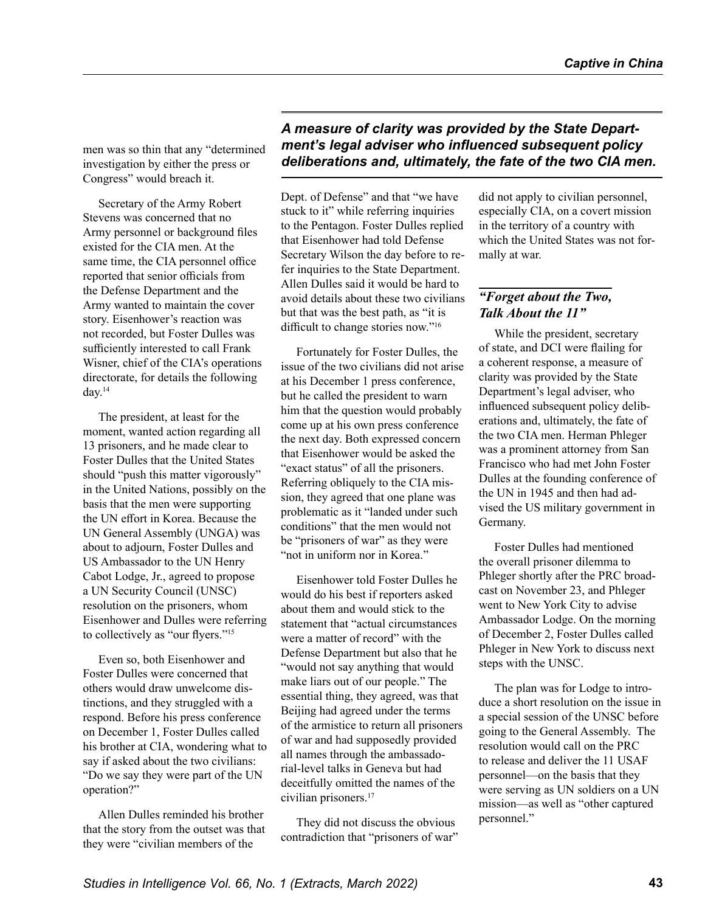men was so thin that any "determined investigation by either the press or Congress" would breach it.

Secretary of the Army Robert Stevens was concerned that no Army personnel or background files existed for the CIA men. At the same time, the CIA personnel office reported that senior officials from the Defense Department and the Army wanted to maintain the cover story. Eisenhower's reaction was not recorded, but Foster Dulles was sufficiently interested to call Frank Wisner, chief of the CIA's operations directorate, for details the following day.[14]

The president, at least for the moment, wanted action regarding all 13 prisoners, and he made clear to Foster Dulles that the United States should "push this matter vigorously" in the United Nations, possibly on the basis that the men were supporting the UN effort in Korea. Because the UN General Assembly (UNGA) was about to adjourn, Foster Dulles and US Ambassador to the UN Henry Cabot Lodge, Jr., agreed to propose a UN Security Council (UNSC) resolution on the prisoners, whom Eisenhower and Dulles were referring to collectively as "our flyers."[15]

Even so, both Eisenhower and Foster Dulles were concerned that others would draw unwelcome distinctions, and they struggled with a respond. Before his press conference on December 1, Foster Dulles called his brother at CIA, wondering what to say if asked about the two civilians: "Do we say they were part of the UN operation?"

Allen Dulles reminded his brother that the story from the outset was that they were "civilian members of the Dept. of Defense" and that "we have stuck to it" while referring inquiries to the Pentagon. Foster Dulles replied that Eisenhower had told Defense Secretary Wilson the day before to refer inquiries to the State Department. Allen Dulles said it would be hard to avoid details about these two civilians but that was the best path, as "it is difficult to change stories now."[16]

Fortunately for Foster Dulles, the issue of the two civilians did not arise at his December 1 press conference, but he called the president to warn him that the question would probably come up at his own press conference the next day. Both expressed concern that Eisenhower would be asked the "exact status" of all the prisoners. Referring obliquely to the CIA mission, they agreed that one plane was problematic as it "landed under such conditions" that the men would not be "prisoners of war" as they were "not in uniform nor in Korea."

Eisenhower told Foster Dulles he would do his best if reporters asked about them and would stick to the statement that "actual circumstances were a matter of record" with the Defense Department but also that he "would not say anything that would make liars out of our people." The essential thing, they agreed, was that Beijing had agreed under the terms of the armistice to return all prisoners of war and had supposedly provided all names through the ambassadorial-level talks in Geneva but had deceitfully omitted the names of the civilian prisoners.[17]

They did not discuss the obvious contradiction that "prisoners of war" did not apply to civilian personnel, especially CIA, on a covert mission in the territory of a country with which the United States was not formally at war.

*A measure of clarity was provided by the State Department's legal adviser who influenced subsequent policy deliberations and, ultimately, the fate of the two CIA men.*

## *"Forget about the Two, Talk About the 11"*

While the president, secretary of state, and DCI were flailing for a coherent response, a measure of clarity was provided by the State Department's legal adviser, who influenced subsequent policy deliberations and, ultimately, the fate of the two CIA men. Herman Phleger was a prominent attorney from San Francisco who had met John Foster Dulles at the founding conference of the UN in 1945 and then had advised the US military government in Germany.

Foster Dulles had mentioned the overall prisoner dilemma to Phleger shortly after the PRC broadcast on November 23, and Phleger went to New York City to advise Ambassador Lodge. On the morning of December 2, Foster Dulles called Phleger in New York to discuss next steps with the UNSC.

The plan was for Lodge to introduce a short resolution on the issue in a special session of the UNSC before going to the General Assembly. The resolution would call on the PRC to release and deliver the 11 USAF personnel—on the basis that they were serving as UN soldiers on a UN mission—as well as "other captured personnel."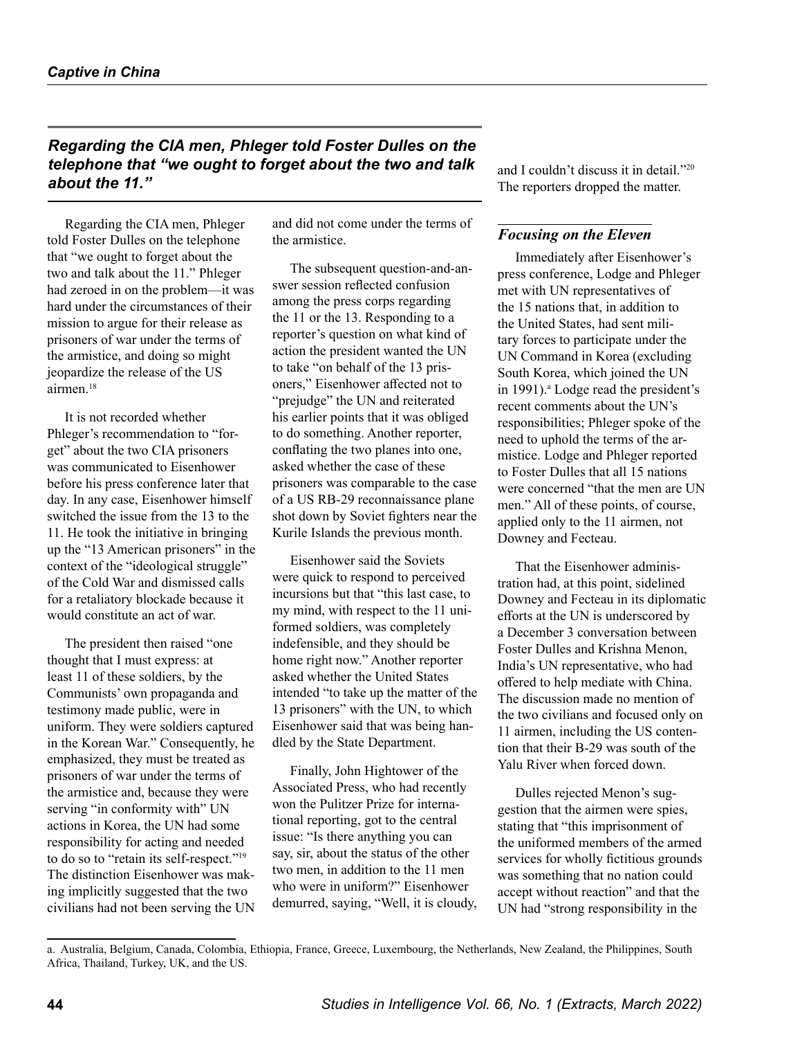*Regarding the CIA men, Phleger told Foster Dulles on the telephone that "we ought to forget about the two and talk about the 11."*

Regarding the CIA men, Phleger told Foster Dulles on the telephone that "we ought to forget about the two and talk about the 11." Phleger had zeroed in on the problem—it was hard under the circumstances of their mission to argue for their release as prisoners of war under the terms of the armistice, and doing so might jeopardize the release of the US airmen.[18]

It is not recorded whether Phleger's recommendation to "forget" about the two CIA prisoners was communicated to Eisenhower before his press conference later that day. In any case, Eisenhower himself switched the issue from the 13 to the 11. He took the initiative in bringing up the "13 American prisoners" in the context of the "ideological struggle" of the Cold War and dismissed calls for a retaliatory blockade because it would constitute an act of war.

The president then raised "one thought that I must express: at least 11 of these soldiers, by the Communists' own propaganda and testimony made public, were in uniform. They were soldiers captured in the Korean War." Consequently, he emphasized, they must be treated as prisoners of war under the terms of the armistice and, because they were serving "in conformity with" UN actions in Korea, the UN had some responsibility for acting and needed to do so to "retain its self-respect."[19] The distinction Eisenhower was making implicitly suggested that the two civilians had not been serving the UN and did not come under the terms of the armistice.

The subsequent question-and-answer session reflected confusion among the press corps regarding the 11 or the 13. Responding to a reporter's question on what kind of action the president wanted the UN to take "on behalf of the 13 prisoners," Eisenhower affected not to "prejudge" the UN and reiterated his earlier points that it was obliged to do something. Another reporter, conflating the two planes into one, asked whether the case of these prisoners was comparable to the case of a US RB-29 reconnaissance plane shot down by Soviet fighters near the Kurile Islands the previous month.

Eisenhower said the Soviets were quick to respond to perceived incursions but that "this last case, to my mind, with respect to the 11 uniformed soldiers, was completely indefensible, and they should be home right now." Another reporter asked whether the United States intended "to take up the matter of the 13 prisoners" with the UN, to which Eisenhower said that was being handled by the State Department.

Finally, John Hightower of the Associated Press, who had recently won the Pulitzer Prize for international reporting, got to the central issue: "Is there anything you can say, sir, about the status of the other two men, in addition to the 11 men who were in uniform?" Eisenhower demurred, saying, "Well, it is cloudy, and I couldn't discuss it in detail."[20] The reporters dropped the matter.

### *Focusing on the Eleven*

Immediately after Eisenhower's press conference, Lodge and Phleger met with UN representatives of the 15 nations that, in addition to the United States, had sent military forces to participate under the UN Command in Korea (excluding South Korea, which joined the UN in 1991).[a] Lodge read the president's recent comments about the UN's responsibilities; Phleger spoke of the need to uphold the terms of the armistice. Lodge and Phleger reported to Foster Dulles that all 15 nations were concerned "that the men are UN men." All of these points, of course, applied only to the 11 airmen, not Downey and Fecteau.

That the Eisenhower administration had, at this point, sidelined Downey and Fecteau in its diplomatic efforts at the UN is underscored by a December 3 conversation between Foster Dulles and Krishna Menon, India's UN representative, who had offered to help mediate with China. The discussion made no mention of the two civilians and focused only on 11 airmen, including the US contention that their B-29 was south of the Yalu River when forced down.

Dulles rejected Menon's suggestion that the airmen were spies, stating that "this imprisonment of the uniformed members of the armed services for wholly fictitious grounds was something that no nation could accept without reaction" and that the UN had "strong responsibility in the

---

a. Australia, Belgium, Canada, Colombia, Ethiopia, France, Greece, Luxembourg, the Netherlands, New Zealand, the Philippines, South Africa, Thailand, Turkey, UK, and the US.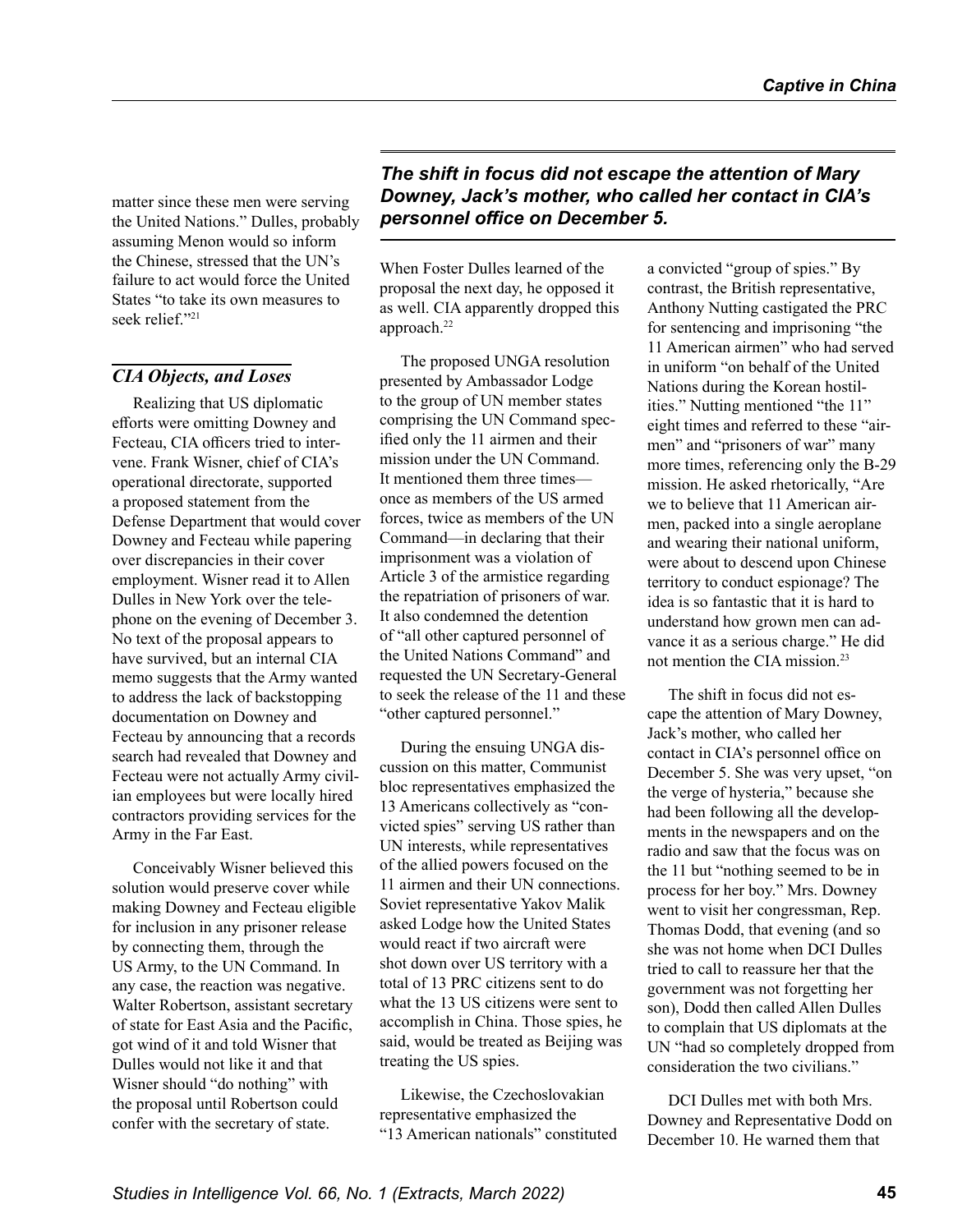matter since these men were serving the United Nations." Dulles, probably assuming Menon would so inform the Chinese, stressed that the UN's failure to act would force the United States "to take its own measures to seek relief."[21]

## CIA Objects, and Loses

Realizing that US diplomatic efforts were omitting Downey and Fecteau, CIA officers tried to intervene. Frank Wisner, chief of CIA's operational directorate, supported a proposed statement from the Defense Department that would cover Downey and Fecteau while papering over discrepancies in their cover employment. Wisner read it to Allen Dulles in New York over the telephone on the evening of December 3. No text of the proposal appears to have survived, but an internal CIA memo suggests that the Army wanted to address the lack of backstopping documentation on Downey and Fecteau by announcing that a records search had revealed that Downey and Fecteau were not actually Army civilian employees but were locally hired contractors providing services for the Army in the Far East.

Conceivably Wisner believed this solution would preserve cover while making Downey and Fecteau eligible for inclusion in any prisoner release by connecting them, through the US Army, to the UN Command. In any case, the reaction was negative. Walter Robertson, assistant secretary of state for East Asia and the Pacific, got wind of it and told Wisner that Dulles would not like it and that Wisner should "do nothing" with the proposal until Robertson could confer with the secretary of state.

When Foster Dulles learned of the proposal the next day, he opposed it as well. CIA apparently dropped this approach.[22]

The proposed UNGA resolution presented by Ambassador Lodge to the group of UN member states comprising the UN Command specified only the 11 airmen and their mission under the UN Command. It mentioned them three times—once as members of the US armed forces, twice as members of the UN Command—in declaring that their imprisonment was a violation of Article 3 of the armistice regarding the repatriation of prisoners of war. It also condemned the detention of "all other captured personnel of the United Nations Command" and requested the UN Secretary-General to seek the release of the 11 and these "other captured personnel."

During the ensuing UNGA discussion on this matter, Communist bloc representatives emphasized the 13 Americans collectively as "convicted spies" serving US rather than UN interests, while representatives of the allied powers focused on the 11 airmen and their UN connections. Soviet representative Yakov Malik asked Lodge how the United States would react if two aircraft were shot down over US territory with a total of 13 PRC citizens sent to do what the 13 US citizens were sent to accomplish in China. Those spies, he said, would be treated as Beijing was treating the US spies.

Likewise, the Czechoslovakian representative emphasized the "13 American nationals" constituted a convicted "group of spies." By contrast, the British representative, Anthony Nutting castigated the PRC for sentencing and imprisoning "the 11 American airmen" who had served in uniform "on behalf of the United Nations during the Korean hostilities." Nutting mentioned "the 11" eight times and referred to these "airmen" and "prisoners of war" many more times, referencing only the B-29 mission. He asked rhetorically, "Are we to believe that 11 American airmen, packed into a single aeroplane and wearing their national uniform, were about to descend upon Chinese territory to conduct espionage? The idea is so fantastic that it is hard to understand how grown men can advance it as a serious charge." He did not mention the CIA mission.[23]

> ***The shift in focus did not escape the attention of Mary Downey, Jack's mother, who called her contact in CIA's personnel office on December 5.***

The shift in focus did not escape the attention of Mary Downey, Jack's mother, who called her contact in CIA's personnel office on December 5. She was very upset, "on the verge of hysteria," because she had been following all the developments in the newspapers and on the radio and saw that the focus was on the 11 but "nothing seemed to be in process for her boy." Mrs. Downey went to visit her congressman, Rep. Thomas Dodd, that evening (and so she was not home when DCI Dulles tried to call to reassure her that the government was not forgetting her son), Dodd then called Allen Dulles to complain that US diplomats at the UN "had so completely dropped from consideration the two civilians."

DCI Dulles met with both Mrs. Downey and Representative Dodd on December 10. He warned them that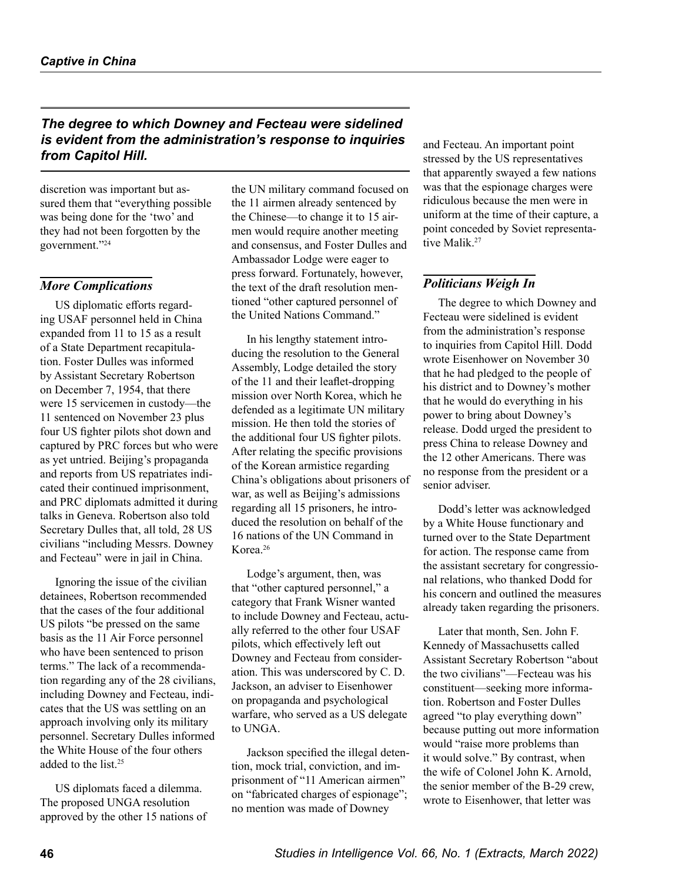*The degree to which Downey and Fecteau were sidelined is evident from the administration's response to inquiries from Capitol Hill.*

discretion was important but assured them that "everything possible was being done for the 'two' and they had not been forgotten by the government."[24]

### *More Complications*

US diplomatic efforts regarding USAF personnel held in China expanded from 11 to 15 as a result of a State Department recapitulation. Foster Dulles was informed by Assistant Secretary Robertson on December 7, 1954, that there were 15 servicemen in custody—the 11 sentenced on November 23 plus four US fighter pilots shot down and captured by PRC forces but who were as yet untried. Beijing's propaganda and reports from US repatriates indicated their continued imprisonment, and PRC diplomats admitted it during talks in Geneva. Robertson also told Secretary Dulles that, all told, 28 US civilians "including Messrs. Downey and Fecteau" were in jail in China.

Ignoring the issue of the civilian detainees, Robertson recommended that the cases of the four additional US pilots "be pressed on the same basis as the 11 Air Force personnel who have been sentenced to prison terms." The lack of a recommendation regarding any of the 28 civilians, including Downey and Fecteau, indicates that the US was settling on an approach involving only its military personnel. Secretary Dulles informed the White House of the four others added to the list.[25]

US diplomats faced a dilemma. The proposed UNGA resolution approved by the other 15 nations of the UN military command focused on the 11 airmen already sentenced by the Chinese—to change it to 15 airmen would require another meeting and consensus, and Foster Dulles and Ambassador Lodge were eager to press forward. Fortunately, however, the text of the draft resolution mentioned "other captured personnel of the United Nations Command."

In his lengthy statement introducing the resolution to the General Assembly, Lodge detailed the story of the 11 and their leaflet-dropping mission over North Korea, which he defended as a legitimate UN military mission. He then told the stories of the additional four US fighter pilots. After relating the specific provisions of the Korean armistice regarding China's obligations about prisoners of war, as well as Beijing's admissions regarding all 15 prisoners, he introduced the resolution on behalf of the 16 nations of the UN Command in Korea.[26]

Lodge's argument, then, was that "other captured personnel," a category that Frank Wisner wanted to include Downey and Fecteau, actually referred to the other four USAF pilots, which effectively left out Downey and Fecteau from consideration. This was underscored by C. D. Jackson, an adviser to Eisenhower on propaganda and psychological warfare, who served as a US delegate to UNGA.

Jackson specified the illegal detention, mock trial, conviction, and imprisonment of "11 American airmen" on "fabricated charges of espionage"; no mention was made of Downey and Fecteau. An important point stressed by the US representatives that apparently swayed a few nations was that the espionage charges were ridiculous because the men were in uniform at the time of their capture, a point conceded by Soviet representative Malik.[27]

### *Politicians Weigh In*

The degree to which Downey and Fecteau were sidelined is evident from the administration's response to inquiries from Capitol Hill. Dodd wrote Eisenhower on November 30 that he had pledged to the people of his district and to Downey's mother that he would do everything in his power to bring about Downey's release. Dodd urged the president to press China to release Downey and the 12 other Americans. There was no response from the president or a senior adviser.

Dodd's letter was acknowledged by a White House functionary and turned over to the State Department for action. The response came from the assistant secretary for congressional relations, who thanked Dodd for his concern and outlined the measures already taken regarding the prisoners.

Later that month, Sen. John F. Kennedy of Massachusetts called Assistant Secretary Robertson "about the two civilians"—Fecteau was his constituent—seeking more information. Robertson and Foster Dulles agreed "to play everything down" because putting out more information would "raise more problems than it would solve." By contrast, when the wife of Colonel John K. Arnold, the senior member of the B-29 crew, wrote to Eisenhower, that letter was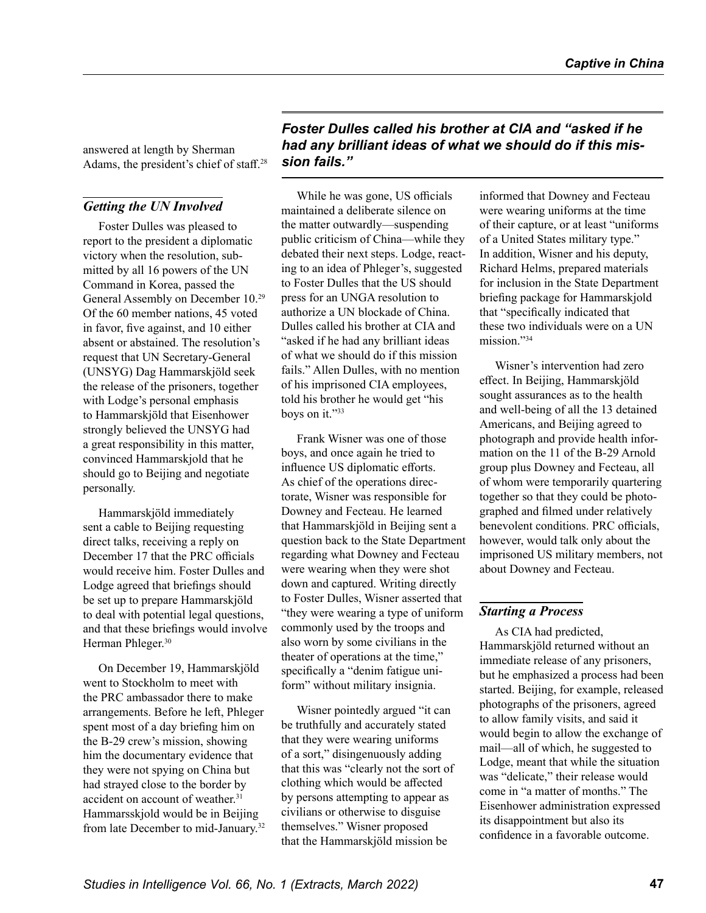answered at length by Sherman Adams, the president's chief of staff.[28]

### *Getting the UN Involved*

Foster Dulles was pleased to report to the president a diplomatic victory when the resolution, submitted by all 16 powers of the UN Command in Korea, passed the General Assembly on December 10.[29] Of the 60 member nations, 45 voted in favor, five against, and 10 either absent or abstained. The resolution's request that UN Secretary-General (UNSYG) Dag Hammarskjöld seek the release of the prisoners, together with Lodge's personal emphasis to Hammarskjöld that Eisenhower strongly believed the UNSYG had a great responsibility in this matter, convinced Hammarskjold that he should go to Beijing and negotiate personally.

Hammarskjöld immediately sent a cable to Beijing requesting direct talks, receiving a reply on December 17 that the PRC officials would receive him. Foster Dulles and Lodge agreed that briefings should be set up to prepare Hammarskjöld to deal with potential legal questions, and that these briefings would involve Herman Phleger.[30]

On December 19, Hammarskjöld went to Stockholm to meet with the PRC ambassador there to make arrangements. Before he left, Phleger spent most of a day briefing him on the B-29 crew's mission, showing him the documentary evidence that they were not spying on China but had strayed close to the border by accident on account of weather.[31] Hammarsskjold would be in Beijing from late December to mid-January.[32]

***Foster Dulles called his brother at CIA and "asked if he had any brilliant ideas of what we should do if this mission fails."***

While he was gone, US officials maintained a deliberate silence on the matter outwardly—suspending public criticism of China—while they debated their next steps. Lodge, reacting to an idea of Phleger's, suggested to Foster Dulles that the US should press for an UNGA resolution to authorize a UN blockade of China. Dulles called his brother at CIA and "asked if he had any brilliant ideas of what we should do if this mission fails." Allen Dulles, with no mention of his imprisoned CIA employees, told his brother he would get "his boys on it."[33]

Frank Wisner was one of those boys, and once again he tried to influence US diplomatic efforts. As chief of the operations directorate, Wisner was responsible for Downey and Fecteau. He learned that Hammarskjöld in Beijing sent a question back to the State Department regarding what Downey and Fecteau were wearing when they were shot down and captured. Writing directly to Foster Dulles, Wisner asserted that "they were wearing a type of uniform commonly used by the troops and also worn by some civilians in the theater of operations at the time," specifically a "denim fatigue uniform" without military insignia.

Wisner pointedly argued "it can be truthfully and accurately stated that they were wearing uniforms of a sort," disingenuously adding that this was "clearly not the sort of clothing which would be affected by persons attempting to appear as civilians or otherwise to disguise themselves." Wisner proposed that the Hammarskjöld mission be informed that Downey and Fecteau were wearing uniforms at the time of their capture, or at least "uniforms of a United States military type." In addition, Wisner and his deputy, Richard Helms, prepared materials for inclusion in the State Department briefing package for Hammarskjold that "specifically indicated that these two individuals were on a UN mission."[34]

Wisner's intervention had zero effect. In Beijing, Hammarskjöld sought assurances as to the health and well-being of all the 13 detained Americans, and Beijing agreed to photograph and provide health information on the 11 of the B-29 Arnold group plus Downey and Fecteau, all of whom were temporarily quartering together so that they could be photographed and filmed under relatively benevolent conditions. PRC officials, however, would talk only about the imprisoned US military members, not about Downey and Fecteau.

### *Starting a Process*

As CIA had predicted, Hammarskjöld returned without an immediate release of any prisoners, but he emphasized a process had been started. Beijing, for example, released photographs of the prisoners, agreed to allow family visits, and said it would begin to allow the exchange of mail—all of which, he suggested to Lodge, meant that while the situation was "delicate," their release would come in "a matter of months." The Eisenhower administration expressed its disappointment but also its confidence in a favorable outcome.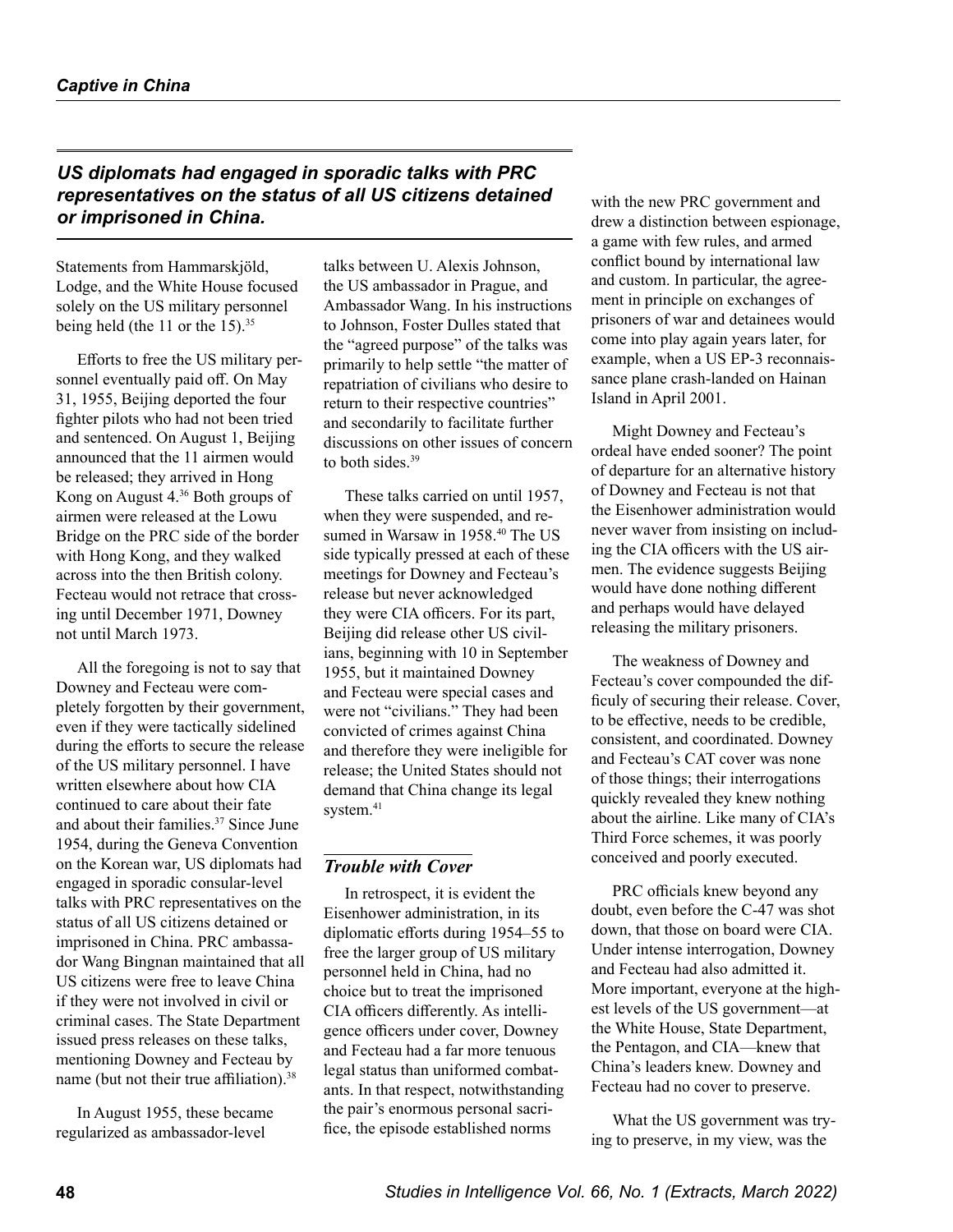*US diplomats had engaged in sporadic talks with PRC representatives on the status of all US citizens detained or imprisoned in China.*

Statements from Hammarskjöld, Lodge, and the White House focused solely on the US military personnel being held (the 11 or the 15).[35]

Efforts to free the US military personnel eventually paid off. On May 31, 1955, Beijing deported the four fighter pilots who had not been tried and sentenced. On August 1, Beijing announced that the 11 airmen would be released; they arrived in Hong Kong on August 4.[36] Both groups of airmen were released at the Lowu Bridge on the PRC side of the border with Hong Kong, and they walked across into the then British colony. Fecteau would not retrace that crossing until December 1971, Downey not until March 1973.

All the foregoing is not to say that Downey and Fecteau were completely forgotten by their government, even if they were tactically sidelined during the efforts to secure the release of the US military personnel. I have written elsewhere about how CIA continued to care about their fate and about their families.[37] Since June 1954, during the Geneva Convention on the Korean war, US diplomats had engaged in sporadic consular-level talks with PRC representatives on the status of all US citizens detained or imprisoned in China. PRC ambassador Wang Bingnan maintained that all US citizens were free to leave China if they were not involved in civil or criminal cases. The State Department issued press releases on these talks, mentioning Downey and Fecteau by name (but not their true affiliation).[38]

In August 1955, these became regularized as ambassador-level talks between U. Alexis Johnson, the US ambassador in Prague, and Ambassador Wang. In his instructions to Johnson, Foster Dulles stated that the "agreed purpose" of the talks was primarily to help settle "the matter of repatriation of civilians who desire to return to their respective countries" and secondarily to facilitate further discussions on other issues of concern to both sides.[39]

These talks carried on until 1957, when they were suspended, and resumed in Warsaw in 1958.[40] The US side typically pressed at each of these meetings for Downey and Fecteau's release but never acknowledged they were CIA officers. For its part, Beijing did release other US civilians, beginning with 10 in September 1955, but it maintained Downey and Fecteau were special cases and were not "civilians." They had been convicted of crimes against China and therefore they were ineligible for release; the United States should not demand that China change its legal system.[41]

## *Trouble with Cover*

In retrospect, it is evident the Eisenhower administration, in its diplomatic efforts during 1954–55 to free the larger group of US military personnel held in China, had no choice but to treat the imprisoned CIA officers differently. As intelligence officers under cover, Downey and Fecteau had a far more tenuous legal status than uniformed combatants. In that respect, notwithstanding the pair's enormous personal sacrifice, the episode established norms with the new PRC government and drew a distinction between espionage, a game with few rules, and armed conflict bound by international law and custom. In particular, the agreement in principle on exchanges of prisoners of war and detainees would come into play again years later, for example, when a US EP-3 reconnaissance plane crash-landed on Hainan Island in April 2001.

Might Downey and Fecteau's ordeal have ended sooner? The point of departure for an alternative history of Downey and Fecteau is not that the Eisenhower administration would never waver from insisting on including the CIA officers with the US airmen. The evidence suggests Beijing would have done nothing different and perhaps would have delayed releasing the military prisoners.

The weakness of Downey and Fecteau's cover compounded the difficuly of securing their release. Cover, to be effective, needs to be credible, consistent, and coordinated. Downey and Fecteau's CAT cover was none of those things; their interrogations quickly revealed they knew nothing about the airline. Like many of CIA's Third Force schemes, it was poorly conceived and poorly executed.

PRC officials knew beyond any doubt, even before the C-47 was shot down, that those on board were CIA. Under intense interrogation, Downey and Fecteau had also admitted it. More important, everyone at the highest levels of the US government—at the White House, State Department, the Pentagon, and CIA—knew that China's leaders knew. Downey and Fecteau had no cover to preserve.

What the US government was trying to preserve, in my view, was the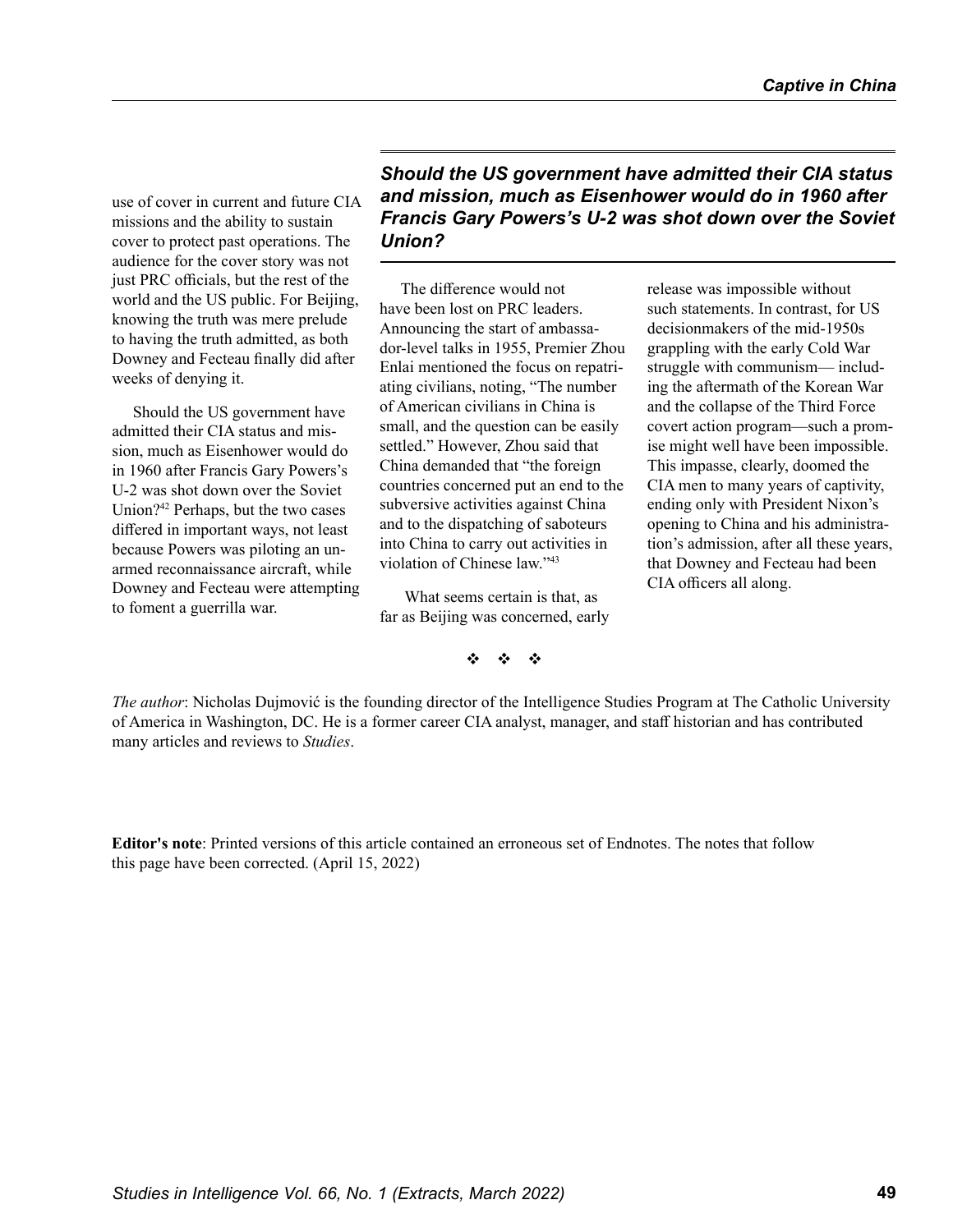use of cover in current and future CIA missions and the ability to sustain cover to protect past operations. The audience for the cover story was not just PRC officials, but the rest of the world and the US public. For Beijing, knowing the truth was mere prelude to having the truth admitted, as both Downey and Fecteau finally did after weeks of denying it.

Should the US government have admitted their CIA status and mission, much as Eisenhower would do in 1960 after Francis Gary Powers's U-2 was shot down over the Soviet Union?[42] Perhaps, but the two cases differed in important ways, not least because Powers was piloting an unarmed reconnaissance aircraft, while Downey and Fecteau were attempting to foment a guerrilla war.

***Should the US government have admitted their CIA status and mission, much as Eisenhower would do in 1960 after Francis Gary Powers's U-2 was shot down over the Soviet Union?***

The difference would not have been lost on PRC leaders. Announcing the start of ambassador-level talks in 1955, Premier Zhou Enlai mentioned the focus on repatriating civilians, noting, "The number of American civilians in China is small, and the question can be easily settled." However, Zhou said that China demanded that "the foreign countries concerned put an end to the subversive activities against China and to the dispatching of saboteurs into China to carry out activities in violation of Chinese law."[43]

What seems certain is that, as far as Beijing was concerned, early release was impossible without such statements. In contrast, for US decisionmakers of the mid-1950s grappling with the early Cold War struggle with communism— including the aftermath of the Korean War and the collapse of the Third Force covert action program—such a promise might well have been impossible. This impasse, clearly, doomed the CIA men to many years of captivity, ending only with President Nixon's opening to China and his administration's admission, after all these years, that Downey and Fecteau had been CIA officers all along.

❖ ❖ ❖

*The author*: Nicholas Dujmović is the founding director of the Intelligence Studies Program at The Catholic University of America in Washington, DC. He is a former career CIA analyst, manager, and staff historian and has contributed many articles and reviews to *Studies*.

**Editor's note**: Printed versions of this article contained an erroneous set of Endnotes. The notes that follow this page have been corrected. (April 15, 2022)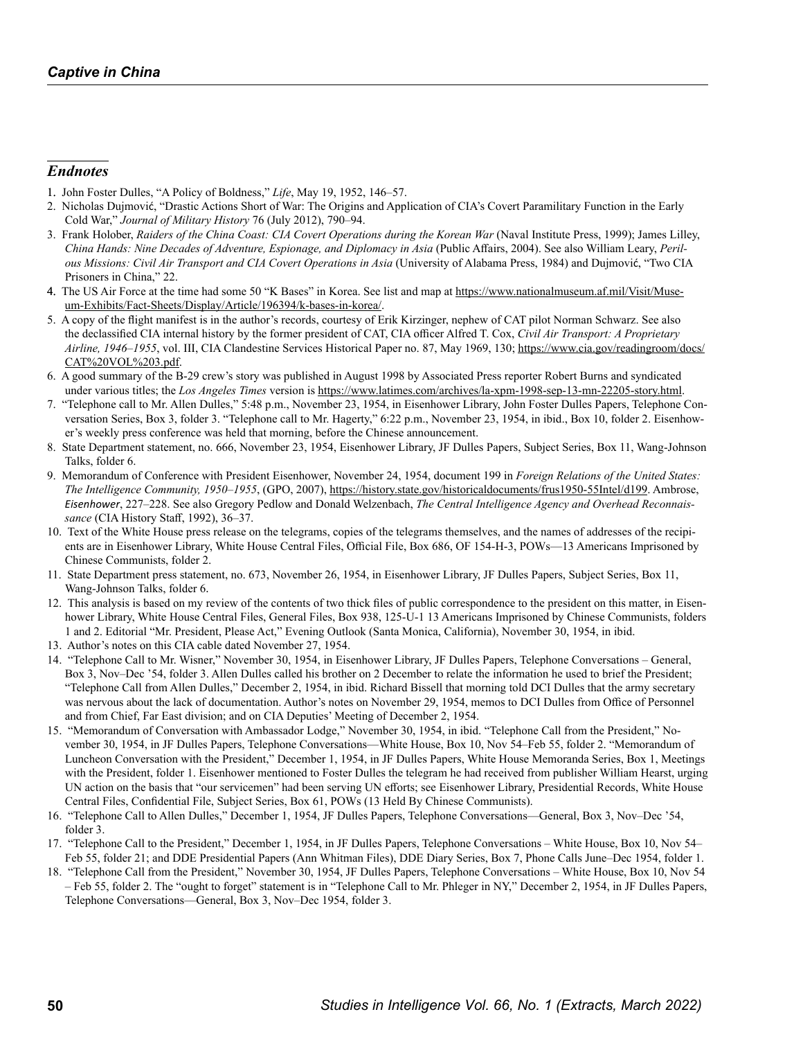## *Endnotes*

1. John Foster Dulles, "A Policy of Boldness," *Life*, May 19, 1952, 146–57.
2. Nicholas Dujmović, "Drastic Actions Short of War: The Origins and Application of CIA's Covert Paramilitary Function in the Early Cold War," *Journal of Military History* 76 (July 2012), 790–94.
3. Frank Holober, *Raiders of the China Coast: CIA Covert Operations during the Korean War* (Naval Institute Press, 1999); James Lilley, *China Hands: Nine Decades of Adventure, Espionage, and Diplomacy in Asia* (Public Affairs, 2004). See also William Leary, *Perilous Missions: Civil Air Transport and CIA Covert Operations in Asia* (University of Alabama Press, 1984) and Dujmović, "Two CIA Prisoners in China," 22.
4. The US Air Force at the time had some 50 "K Bases" in Korea. See list and map at https://www.nationalmuseum.af.mil/Visit/Museum-Exhibits/Fact-Sheets/Display/Article/196394/k-bases-in-korea/.
5. A copy of the flight manifest is in the author's records, courtesy of Erik Kirzinger, nephew of CAT pilot Norman Schwarz. See also the declassified CIA internal history by the former president of CAT, CIA officer Alfred T. Cox, *Civil Air Transport: A Proprietary Airline, 1946–1955*, vol. III, CIA Clandestine Services Historical Paper no. 87, May 1969, 130; https://www.cia.gov/readingroom/docs/CAT%20VOL%203.pdf.
6. A good summary of the B-29 crew's story was published in August 1998 by Associated Press reporter Robert Burns and syndicated under various titles; the *Los Angeles Times* version is https://www.latimes.com/archives/la-xpm-1998-sep-13-mn-22205-story.html.
7. "Telephone call to Mr. Allen Dulles," 5:48 p.m., November 23, 1954, in Eisenhower Library, John Foster Dulles Papers, Telephone Conversation Series, Box 3, folder 3. "Telephone call to Mr. Hagerty," 6:22 p.m., November 23, 1954, in ibid., Box 10, folder 2. Eisenhower's weekly press conference was held that morning, before the Chinese announcement.
8. State Department statement, no. 666, November 23, 1954, Eisenhower Library, JF Dulles Papers, Subject Series, Box 11, Wang-Johnson Talks, folder 6.
9. Memorandum of Conference with President Eisenhower, November 24, 1954, document 199 in *Foreign Relations of the United States: The Intelligence Community, 1950–1955*, (GPO, 2007), https://history.state.gov/historicaldocuments/frus1950-55Intel/d199. Ambrose, *Eisenhower*, 227–228. See also Gregory Pedlow and Donald Welzenbach, *The Central Intelligence Agency and Overhead Reconnaissance* (CIA History Staff, 1992), 36–37.
10. Text of the White House press release on the telegrams, copies of the telegrams themselves, and the names of addresses of the recipients are in Eisenhower Library, White House Central Files, Official File, Box 686, OF 154-H-3, POWs—13 Americans Imprisoned by Chinese Communists, folder 2.
11. State Department press statement, no. 673, November 26, 1954, in Eisenhower Library, JF Dulles Papers, Subject Series, Box 11, Wang-Johnson Talks, folder 6.
12. This analysis is based on my review of the contents of two thick files of public correspondence to the president on this matter, in Eisenhower Library, White House Central Files, General Files, Box 938, 125-U-1 13 Americans Imprisoned by Chinese Communists, folders 1 and 2. Editorial "Mr. President, Please Act," Evening Outlook (Santa Monica, California), November 30, 1954, in ibid.
13. Author's notes on this CIA cable dated November 27, 1954.
14. "Telephone Call to Mr. Wisner," November 30, 1954, in Eisenhower Library, JF Dulles Papers, Telephone Conversations – General, Box 3, Nov–Dec '54, folder 3. Allen Dulles called his brother on 2 December to relate the information he used to brief the President; "Telephone Call from Allen Dulles," December 2, 1954, in ibid. Richard Bissell that morning told DCI Dulles that the army secretary was nervous about the lack of documentation. Author's notes on November 29, 1954, memos to DCI Dulles from Office of Personnel and from Chief, Far East division; and on CIA Deputies' Meeting of December 2, 1954.
15. "Memorandum of Conversation with Ambassador Lodge," November 30, 1954, in ibid. "Telephone Call from the President," November 30, 1954, in JF Dulles Papers, Telephone Conversations—White House, Box 10, Nov 54–Feb 55, folder 2. "Memorandum of Luncheon Conversation with the President," December 1, 1954, in JF Dulles Papers, White House Memoranda Series, Box 1, Meetings with the President, folder 1. Eisenhower mentioned to Foster Dulles the telegram he had received from publisher William Hearst, urging UN action on the basis that "our servicemen" had been serving UN efforts; see Eisenhower Library, Presidential Records, White House Central Files, Confidential File, Subject Series, Box 61, POWs (13 Held By Chinese Communists).
16. "Telephone Call to Allen Dulles," December 1, 1954, JF Dulles Papers, Telephone Conversations—General, Box 3, Nov–Dec '54, folder 3.
17. "Telephone Call to the President," December 1, 1954, in JF Dulles Papers, Telephone Conversations – White House, Box 10, Nov 54–Feb 55, folder 21; and DDE Presidential Papers (Ann Whitman Files), DDE Diary Series, Box 7, Phone Calls June–Dec 1954, folder 1.
18. "Telephone Call from the President," November 30, 1954, JF Dulles Papers, Telephone Conversations – White House, Box 10, Nov 54 – Feb 55, folder 2. The "ought to forget" statement is in "Telephone Call to Mr. Phleger in NY," December 2, 1954, in JF Dulles Papers, Telephone Conversations—General, Box 3, Nov–Dec 1954, folder 3.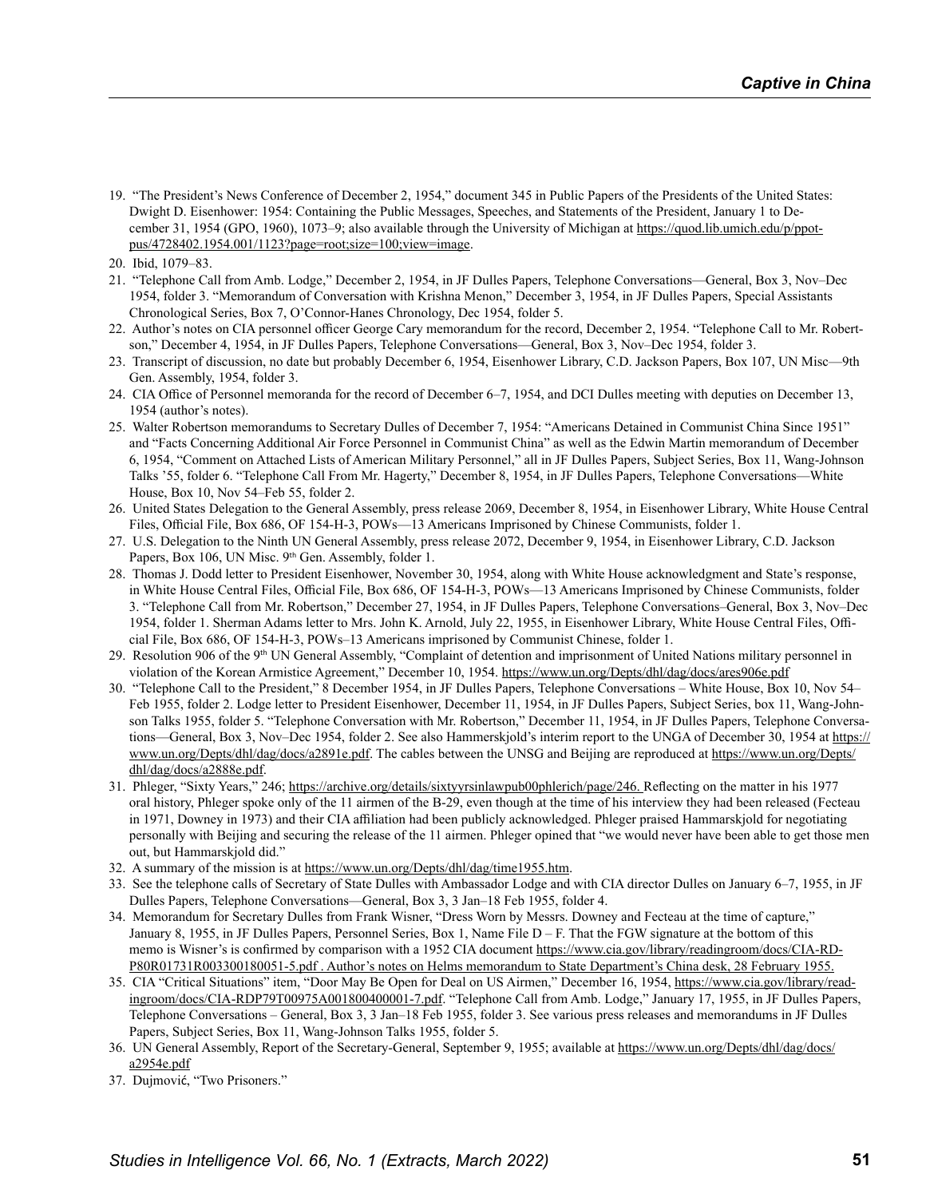19. "The President's News Conference of December 2, 1954," document 345 in Public Papers of the Presidents of the United States: Dwight D. Eisenhower: 1954: Containing the Public Messages, Speeches, and Statements of the President, January 1 to December 31, 1954 (GPO, 1960), 1073–9; also available through the University of Michigan at https://quod.lib.umich.edu/p/ppotpus/4728402.1954.001/1123?page=root;size=100;view=image.
20. Ibid, 1079–83.
21. "Telephone Call from Amb. Lodge," December 2, 1954, in JF Dulles Papers, Telephone Conversations—General, Box 3, Nov–Dec 1954, folder 3. "Memorandum of Conversation with Krishna Menon," December 3, 1954, in JF Dulles Papers, Special Assistants Chronological Series, Box 7, O'Connor-Hanes Chronology, Dec 1954, folder 5.
22. Author's notes on CIA personnel officer George Cary memorandum for the record, December 2, 1954. "Telephone Call to Mr. Robertson," December 4, 1954, in JF Dulles Papers, Telephone Conversations—General, Box 3, Nov–Dec 1954, folder 3.
23. Transcript of discussion, no date but probably December 6, 1954, Eisenhower Library, C.D. Jackson Papers, Box 107, UN Misc—9th Gen. Assembly, 1954, folder 3.
24. CIA Office of Personnel memoranda for the record of December 6–7, 1954, and DCI Dulles meeting with deputies on December 13, 1954 (author's notes).
25. Walter Robertson memorandums to Secretary Dulles of December 7, 1954: "Americans Detained in Communist China Since 1951" and "Facts Concerning Additional Air Force Personnel in Communist China" as well as the Edwin Martin memorandum of December 6, 1954, "Comment on Attached Lists of American Military Personnel," all in JF Dulles Papers, Subject Series, Box 11, Wang-Johnson Talks '55, folder 6. "Telephone Call From Mr. Hagerty," December 8, 1954, in JF Dulles Papers, Telephone Conversations—White House, Box 10, Nov 54–Feb 55, folder 2.
26. United States Delegation to the General Assembly, press release 2069, December 8, 1954, in Eisenhower Library, White House Central Files, Official File, Box 686, OF 154-H-3, POWs—13 Americans Imprisoned by Chinese Communists, folder 1.
27. U.S. Delegation to the Ninth UN General Assembly, press release 2072, December 9, 1954, in Eisenhower Library, C.D. Jackson Papers, Box 106, UN Misc. 9th Gen. Assembly, folder 1.
28. Thomas J. Dodd letter to President Eisenhower, November 30, 1954, along with White House acknowledgment and State's response, in White House Central Files, Official File, Box 686, OF 154-H-3, POWs—13 Americans Imprisoned by Chinese Communists, folder 3. "Telephone Call from Mr. Robertson," December 27, 1954, in JF Dulles Papers, Telephone Conversations–General, Box 3, Nov–Dec 1954, folder 1. Sherman Adams letter to Mrs. John K. Arnold, July 22, 1955, in Eisenhower Library, White House Central Files, Official File, Box 686, OF 154-H-3, POWs–13 Americans imprisoned by Communist Chinese, folder 1.
29. Resolution 906 of the 9th UN General Assembly, "Complaint of detention and imprisonment of United Nations military personnel in violation of the Korean Armistice Agreement," December 10, 1954. https://www.un.org/Depts/dhl/dag/docs/ares906e.pdf
30. "Telephone Call to the President," 8 December 1954, in JF Dulles Papers, Telephone Conversations – White House, Box 10, Nov 54–Feb 1955, folder 2. Lodge letter to President Eisenhower, December 11, 1954, in JF Dulles Papers, Subject Series, box 11, Wang-Johnson Talks 1955, folder 5. "Telephone Conversation with Mr. Robertson," December 11, 1954, in JF Dulles Papers, Telephone Conversations—General, Box 3, Nov–Dec 1954, folder 2. See also Hammerskjold's interim report to the UNGA of December 30, 1954 at https://www.un.org/Depts/dhl/dag/docs/a2891e.pdf. The cables between the UNSG and Beijing are reproduced at https://www.un.org/Depts/dhl/dag/docs/a2888e.pdf.
31. Phleger, "Sixty Years," 246; https://archive.org/details/sixtyyrsinlawpub00phlerich/page/246. Reflecting on the matter in his 1977 oral history, Phleger spoke only of the 11 airmen of the B-29, even though at the time of his interview they had been released (Fecteau in 1971, Downey in 1973) and their CIA affiliation had been publicly acknowledged. Phleger praised Hammarskjold for negotiating personally with Beijing and securing the release of the 11 airmen. Phleger opined that "we would never have been able to get those men out, but Hammarskjold did."
32. A summary of the mission is at https://www.un.org/Depts/dhl/dag/time1955.htm.
33. See the telephone calls of Secretary of State Dulles with Ambassador Lodge and with CIA director Dulles on January 6–7, 1955, in JF Dulles Papers, Telephone Conversations—General, Box 3, 3 Jan–18 Feb 1955, folder 4.
34. Memorandum for Secretary Dulles from Frank Wisner, "Dress Worn by Messrs. Downey and Fecteau at the time of capture," January 8, 1955, in JF Dulles Papers, Personnel Series, Box 1, Name File D – F. That the FGW signature at the bottom of this memo is Wisner's is confirmed by comparison with a 1952 CIA document https://www.cia.gov/library/readingroom/docs/CIA-RDP80R01731R003300180051-5.pdf . Author's notes on Helms memorandum to State Department's China desk, 28 February 1955.
35. CIA "Critical Situations" item, "Door May Be Open for Deal on US Airmen," December 16, 1954, https://www.cia.gov/library/readingroom/docs/CIA-RDP79T00975A001800400001-7.pdf. "Telephone Call from Amb. Lodge," January 17, 1955, in JF Dulles Papers, Telephone Conversations – General, Box 3, 3 Jan–18 Feb 1955, folder 3. See various press releases and memorandums in JF Dulles Papers, Subject Series, Box 11, Wang-Johnson Talks 1955, folder 5.
36. UN General Assembly, Report of the Secretary-General, September 9, 1955; available at https://www.un.org/Depts/dhl/dag/docs/a2954e.pdf
37. Dujmović, "Two Prisoners."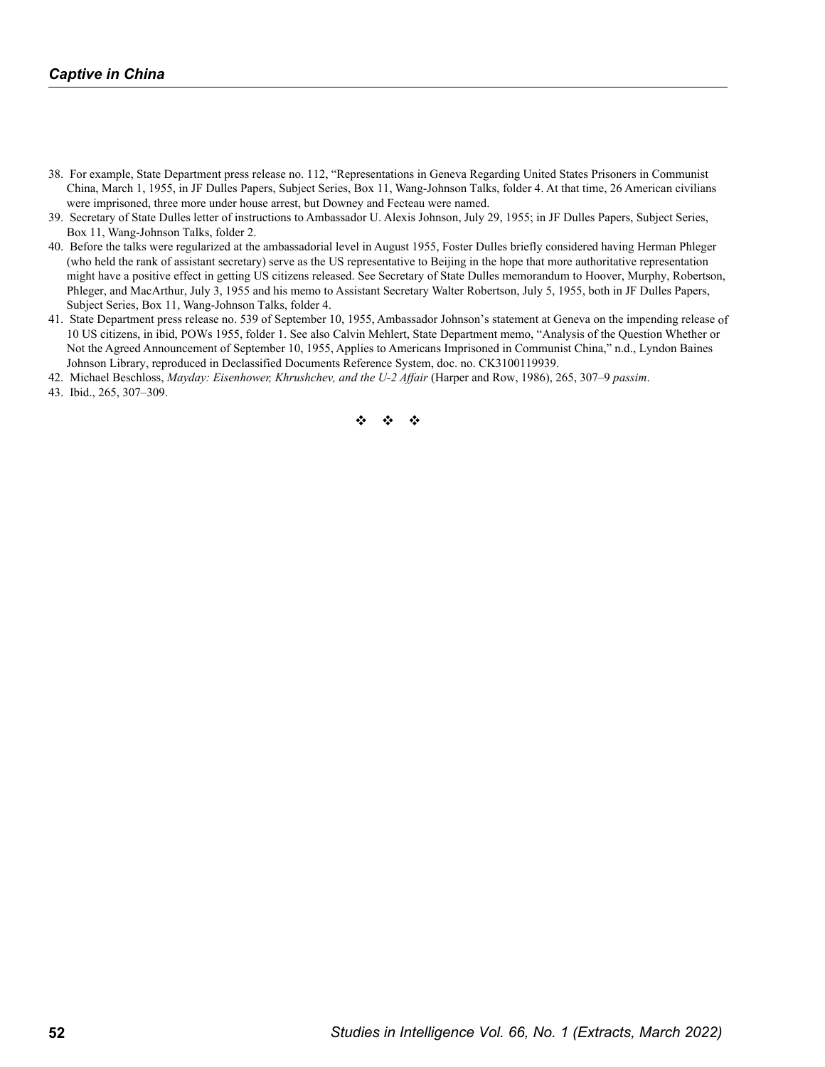38. For example, State Department press release no. 112, "Representations in Geneva Regarding United States Prisoners in Communist China, March 1, 1955, in JF Dulles Papers, Subject Series, Box 11, Wang-Johnson Talks, folder 4. At that time, 26 American civilians were imprisoned, three more under house arrest, but Downey and Fecteau were named.
39. Secretary of State Dulles letter of instructions to Ambassador U. Alexis Johnson, July 29, 1955; in JF Dulles Papers, Subject Series, Box 11, Wang-Johnson Talks, folder 2.
40. Before the talks were regularized at the ambassadorial level in August 1955, Foster Dulles briefly considered having Herman Phleger (who held the rank of assistant secretary) serve as the US representative to Beijing in the hope that more authoritative representation might have a positive effect in getting US citizens released. See Secretary of State Dulles memorandum to Hoover, Murphy, Robertson, Phleger, and MacArthur, July 3, 1955 and his memo to Assistant Secretary Walter Robertson, July 5, 1955, both in JF Dulles Papers, Subject Series, Box 11, Wang-Johnson Talks, folder 4.
41. State Department press release no. 539 of September 10, 1955, Ambassador Johnson's statement at Geneva on the impending release of 10 US citizens, in ibid, POWs 1955, folder 1. See also Calvin Mehlert, State Department memo, "Analysis of the Question Whether or Not the Agreed Announcement of September 10, 1955, Applies to Americans Imprisoned in Communist China," n.d., Lyndon Baines Johnson Library, reproduced in Declassified Documents Reference System, doc. no. CK3100119939.
42. Michael Beschloss, *Mayday: Eisenhower, Khrushchev, and the U-2 Affair* (Harper and Row, 1986), 265, 307–9 *passim*.
43. Ibid., 265, 307–309.

❖ ❖ ❖